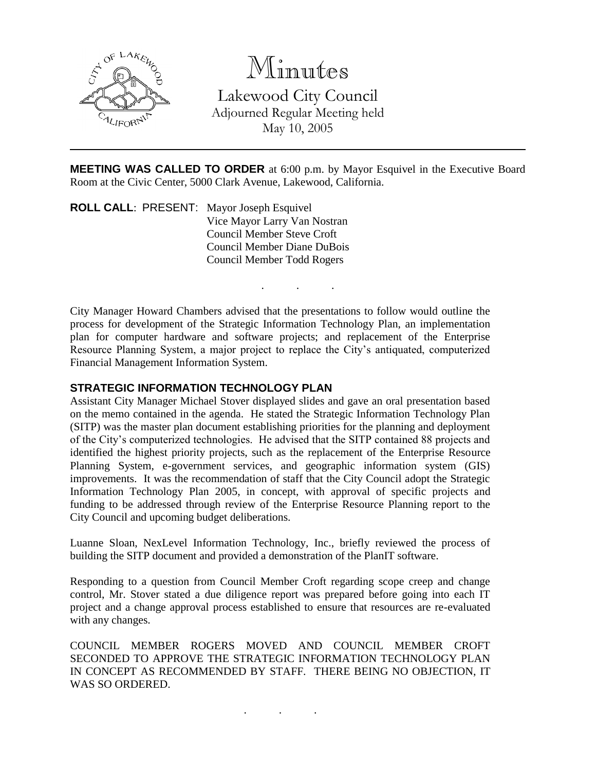# Minutes

Lakewood City Council
Adjourned Regular Meeting held
May 10, 2005

---

**MEETING WAS CALLED TO ORDER** at 6:00 p.m. by Mayor Esquivel in the Executive Board Room at the Civic Center, 5000 Clark Avenue, Lakewood, California.

**ROLL CALL**: PRESENT: Mayor Joseph Esquivel
Vice Mayor Larry Van Nostran
Council Member Steve Croft
Council Member Diane DuBois
Council Member Todd Rogers

. . .

City Manager Howard Chambers advised that the presentations to follow would outline the process for development of the Strategic Information Technology Plan, an implementation plan for computer hardware and software projects; and replacement of the Enterprise Resource Planning System, a major project to replace the City's antiquated, computerized Financial Management Information System.

## STRATEGIC INFORMATION TECHNOLOGY PLAN

Assistant City Manager Michael Stover displayed slides and gave an oral presentation based on the memo contained in the agenda. He stated the Strategic Information Technology Plan (SITP) was the master plan document establishing priorities for the planning and deployment of the City's computerized technologies. He advised that the SITP contained 88 projects and identified the highest priority projects, such as the replacement of the Enterprise Resource Planning System, e-government services, and geographic information system (GIS) improvements. It was the recommendation of staff that the City Council adopt the Strategic Information Technology Plan 2005, in concept, with approval of specific projects and funding to be addressed through review of the Enterprise Resource Planning report to the City Council and upcoming budget deliberations.

Luanne Sloan, NexLevel Information Technology, Inc., briefly reviewed the process of building the SITP document and provided a demonstration of the PlanIT software.

Responding to a question from Council Member Croft regarding scope creep and change control, Mr. Stover stated a due diligence report was prepared before going into each IT project and a change approval process established to ensure that resources are re-evaluated with any changes.

COUNCIL MEMBER ROGERS MOVED AND COUNCIL MEMBER CROFT SECONDED TO APPROVE THE STRATEGIC INFORMATION TECHNOLOGY PLAN IN CONCEPT AS RECOMMENDED BY STAFF. THERE BEING NO OBJECTION, IT WAS SO ORDERED.

. . .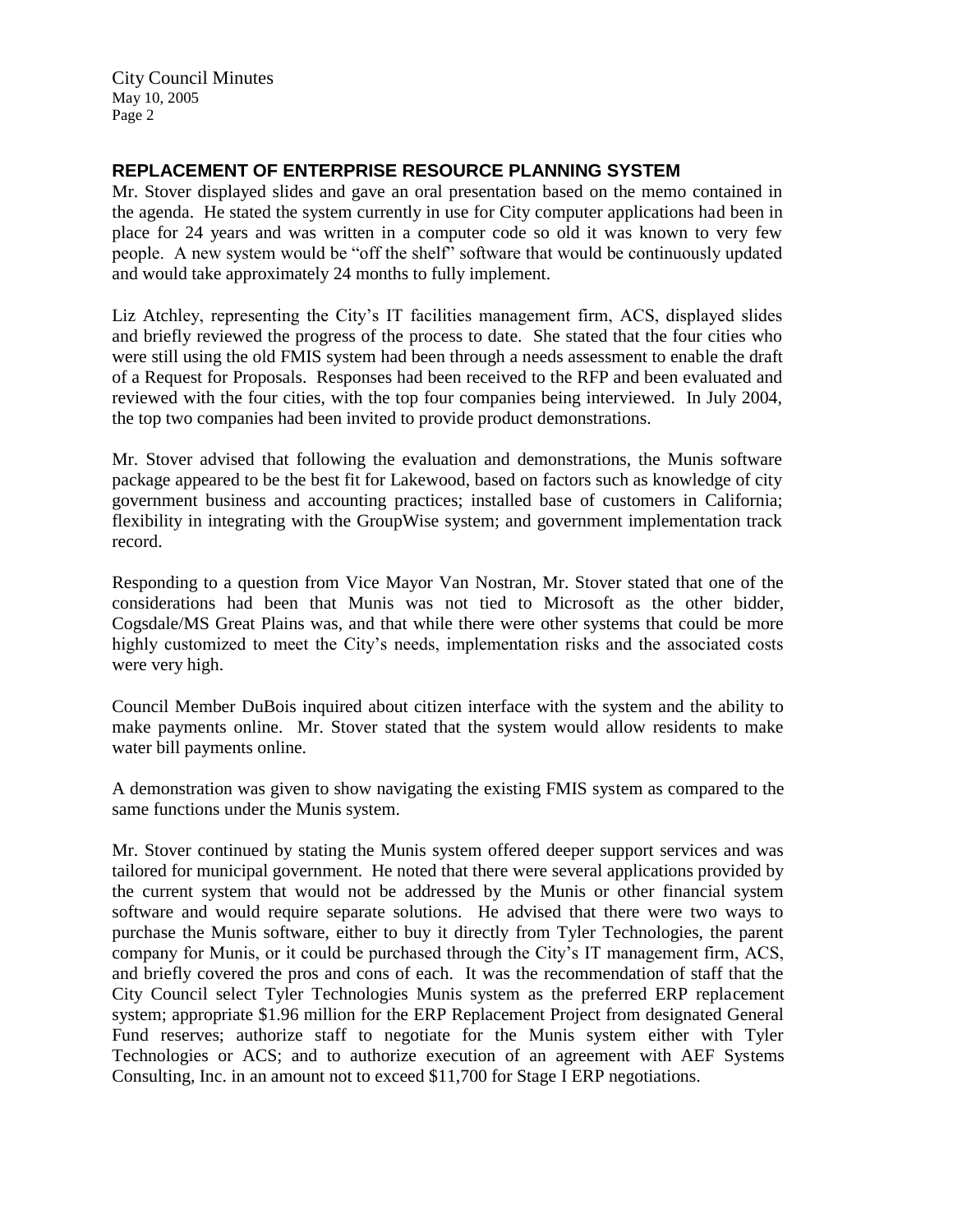## REPLACEMENT OF ENTERPRISE RESOURCE PLANNING SYSTEM

Mr. Stover displayed slides and gave an oral presentation based on the memo contained in the agenda. He stated the system currently in use for City computer applications had been in place for 24 years and was written in a computer code so old it was known to very few people. A new system would be "off the shelf" software that would be continuously updated and would take approximately 24 months to fully implement.

Liz Atchley, representing the City's IT facilities management firm, ACS, displayed slides and briefly reviewed the progress of the process to date. She stated that the four cities who were still using the old FMIS system had been through a needs assessment to enable the draft of a Request for Proposals. Responses had been received to the RFP and been evaluated and reviewed with the four cities, with the top four companies being interviewed. In July 2004, the top two companies had been invited to provide product demonstrations.

Mr. Stover advised that following the evaluation and demonstrations, the Munis software package appeared to be the best fit for Lakewood, based on factors such as knowledge of city government business and accounting practices; installed base of customers in California; flexibility in integrating with the GroupWise system; and government implementation track record.

Responding to a question from Vice Mayor Van Nostran, Mr. Stover stated that one of the considerations had been that Munis was not tied to Microsoft as the other bidder, Cogsdale/MS Great Plains was, and that while there were other systems that could be more highly customized to meet the City's needs, implementation risks and the associated costs were very high.

Council Member DuBois inquired about citizen interface with the system and the ability to make payments online. Mr. Stover stated that the system would allow residents to make water bill payments online.

A demonstration was given to show navigating the existing FMIS system as compared to the same functions under the Munis system.

Mr. Stover continued by stating the Munis system offered deeper support services and was tailored for municipal government. He noted that there were several applications provided by the current system that would not be addressed by the Munis or other financial system software and would require separate solutions. He advised that there were two ways to purchase the Munis software, either to buy it directly from Tyler Technologies, the parent company for Munis, or it could be purchased through the City's IT management firm, ACS, and briefly covered the pros and cons of each. It was the recommendation of staff that the City Council select Tyler Technologies Munis system as the preferred ERP replacement system; appropriate $1.96 million for the ERP Replacement Project from designated General Fund reserves; authorize staff to negotiate for the Munis system either with Tyler Technologies or ACS; and to authorize execution of an agreement with AEF Systems Consulting, Inc. in an amount not to exceed $11,700 for Stage I ERP negotiations.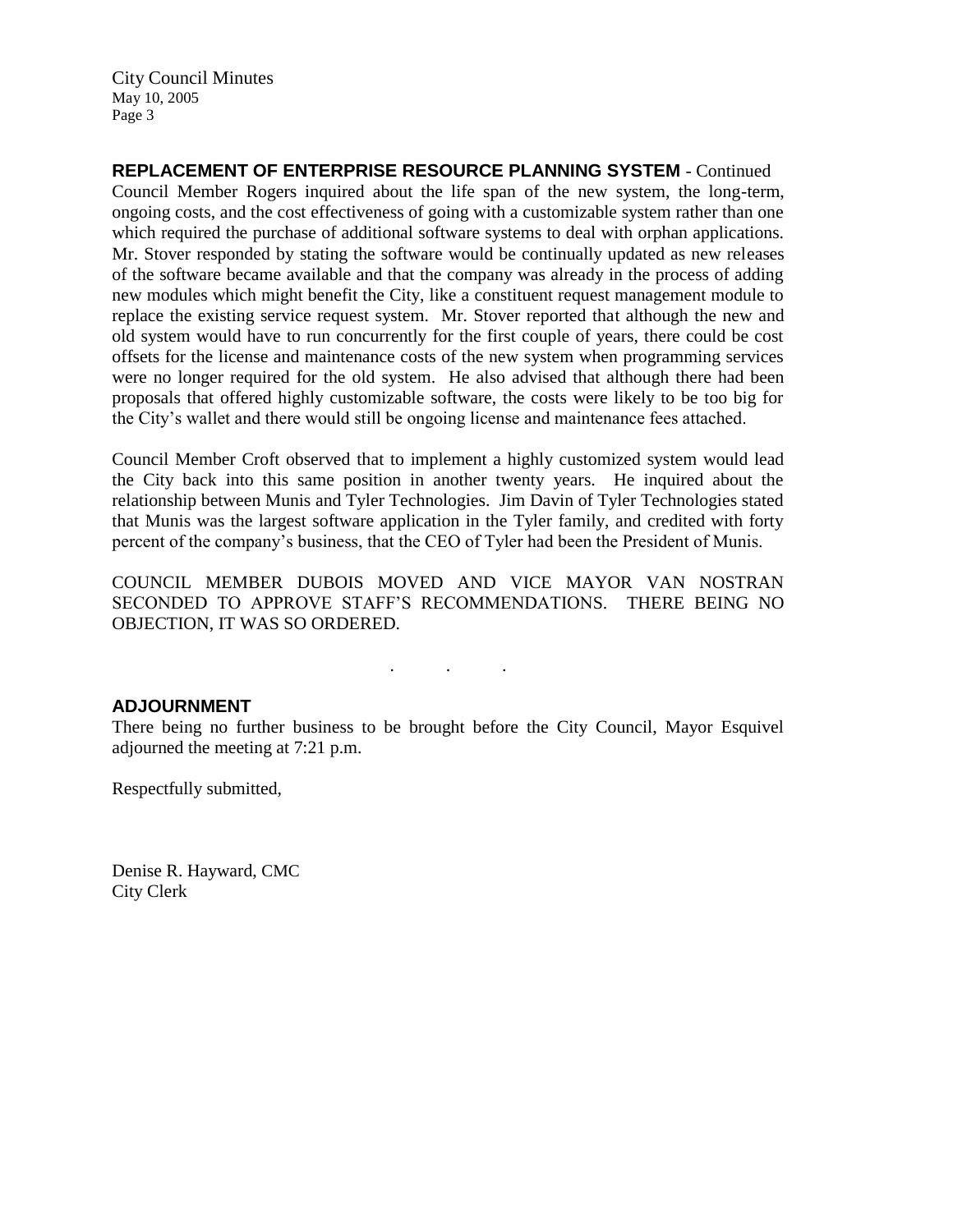**REPLACEMENT OF ENTERPRISE RESOURCE PLANNING SYSTEM** - Continued

Council Member Rogers inquired about the life span of the new system, the long-term, ongoing costs, and the cost effectiveness of going with a customizable system rather than one which required the purchase of additional software systems to deal with orphan applications. Mr. Stover responded by stating the software would be continually updated as new releases of the software became available and that the company was already in the process of adding new modules which might benefit the City, like a constituent request management module to replace the existing service request system. Mr. Stover reported that although the new and old system would have to run concurrently for the first couple of years, there could be cost offsets for the license and maintenance costs of the new system when programming services were no longer required for the old system. He also advised that although there had been proposals that offered highly customizable software, the costs were likely to be too big for the City's wallet and there would still be ongoing license and maintenance fees attached.

Council Member Croft observed that to implement a highly customized system would lead the City back into this same position in another twenty years. He inquired about the relationship between Munis and Tyler Technologies. Jim Davin of Tyler Technologies stated that Munis was the largest software application in the Tyler family, and credited with forty percent of the company's business, that the CEO of Tyler had been the President of Munis.

COUNCIL MEMBER DUBOIS MOVED AND VICE MAYOR VAN NOSTRAN SECONDED TO APPROVE STAFF'S RECOMMENDATIONS. THERE BEING NO OBJECTION, IT WAS SO ORDERED.

. . .

**ADJOURNMENT**

There being no further business to be brought before the City Council, Mayor Esquivel adjourned the meeting at 7:21 p.m.

Respectfully submitted,

Denise R. Hayward, CMC
City Clerk